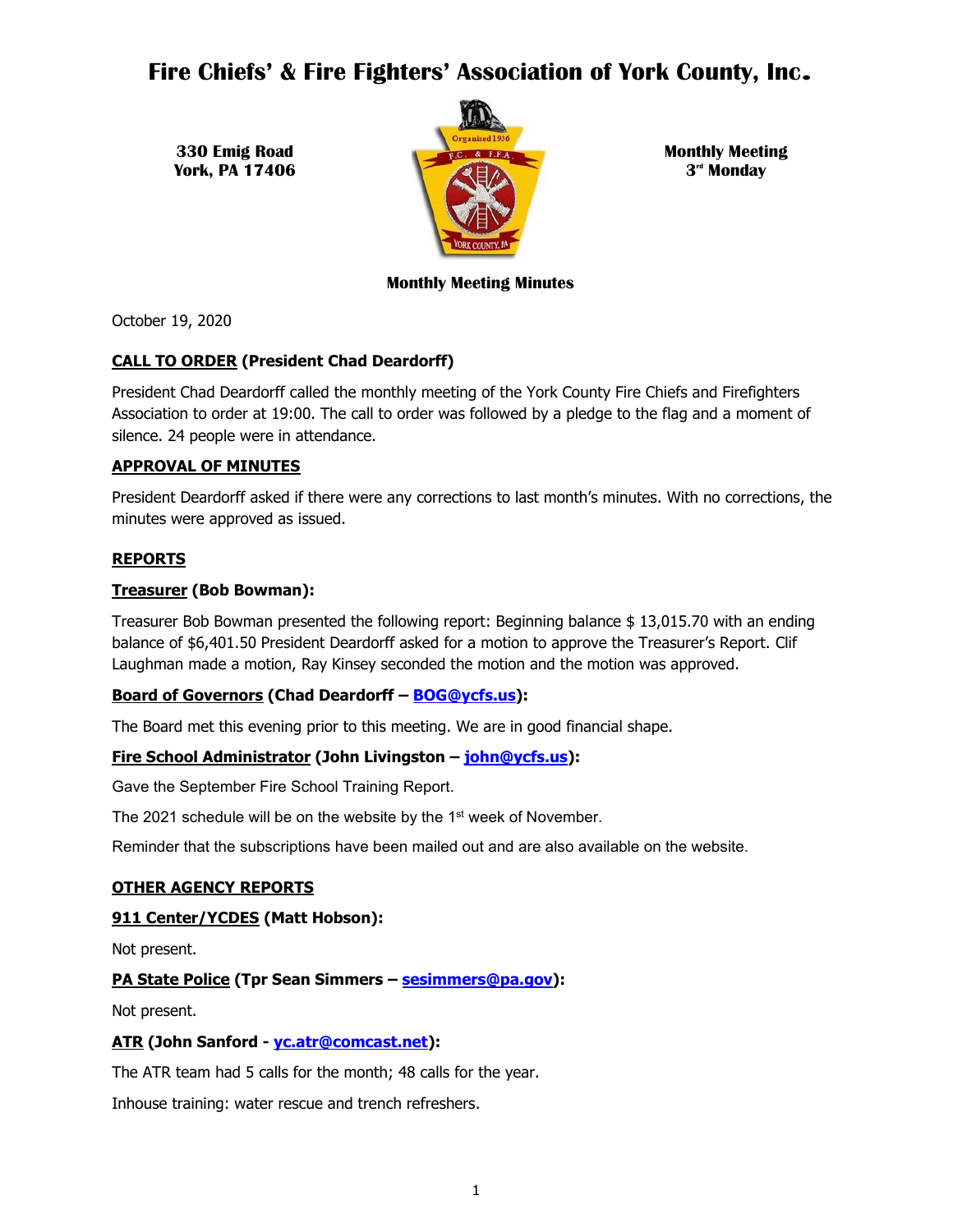# Fire Chiefs' & Fire Fighters' Association of York County, Inc.

**330 Emig Road**
**York, PA 17406**

**Monthly Meeting**
**3rd Monday**

**Monthly Meeting Minutes**

October 19, 2020

**CALL TO ORDER (President Chad Deardorff)**

President Chad Deardorff called the monthly meeting of the York County Fire Chiefs and Firefighters Association to order at 19:00. The call to order was followed by a pledge to the flag and a moment of silence. 24 people were in attendance.

**APPROVAL OF MINUTES**

President Deardorff asked if there were any corrections to last month's minutes. With no corrections, the minutes were approved as issued.

**REPORTS**

**Treasurer (Bob Bowman):**

Treasurer Bob Bowman presented the following report: Beginning balance $ 13,015.70 with an ending balance of $6,401.50 President Deardorff asked for a motion to approve the Treasurer's Report. Clif Laughman made a motion, Ray Kinsey seconded the motion and the motion was approved.

**Board of Governors (Chad Deardorff – BOG@ycfs.us):**

The Board met this evening prior to this meeting. We are in good financial shape.

**Fire School Administrator (John Livingston – john@ycfs.us):**

Gave the September Fire School Training Report.

The 2021 schedule will be on the website by the 1st week of November.

Reminder that the subscriptions have been mailed out and are also available on the website.

**OTHER AGENCY REPORTS**

**911 Center/YCDES (Matt Hobson):**

Not present.

**PA State Police (Tpr Sean Simmers – sesimmers@pa.gov):**

Not present.

**ATR (John Sanford - yc.atr@comcast.net):**

The ATR team had 5 calls for the month; 48 calls for the year.

Inhouse training: water rescue and trench refreshers.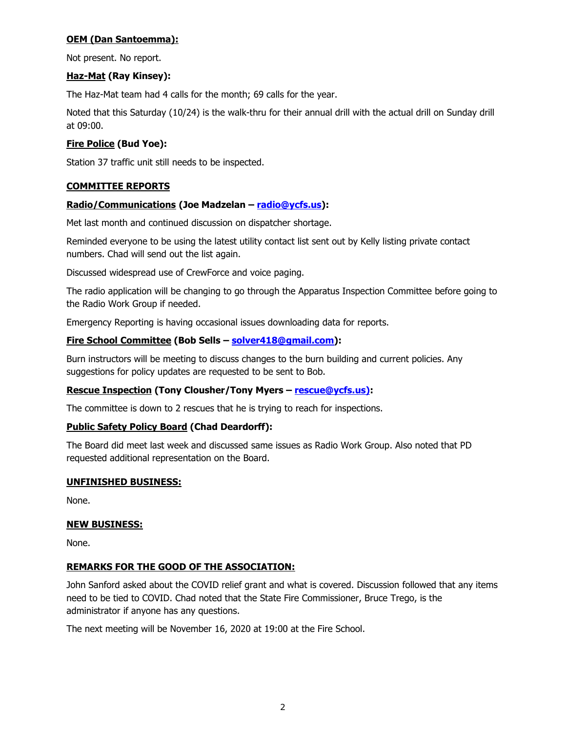**OEM (Dan Santoemma):**

Not present. No report.

**Haz-Mat (Ray Kinsey):**

The Haz-Mat team had 4 calls for the month; 69 calls for the year.

Noted that this Saturday (10/24) is the walk-thru for their annual drill with the actual drill on Sunday drill at 09:00.

**Fire Police (Bud Yoe):**

Station 37 traffic unit still needs to be inspected.

## COMMITTEE REPORTS

**Radio/Communications (Joe Madzelan – radio@ycfs.us):**

Met last month and continued discussion on dispatcher shortage.

Reminded everyone to be using the latest utility contact list sent out by Kelly listing private contact numbers. Chad will send out the list again.

Discussed widespread use of CrewForce and voice paging.

The radio application will be changing to go through the Apparatus Inspection Committee before going to the Radio Work Group if needed.

Emergency Reporting is having occasional issues downloading data for reports.

**Fire School Committee (Bob Sells – solver418@gmail.com):**

Burn instructors will be meeting to discuss changes to the burn building and current policies. Any suggestions for policy updates are requested to be sent to Bob.

**Rescue Inspection (Tony Clousher/Tony Myers – rescue@ycfs.us):**

The committee is down to 2 rescues that he is trying to reach for inspections.

**Public Safety Policy Board (Chad Deardorff):**

The Board did meet last week and discussed same issues as Radio Work Group. Also noted that PD requested additional representation on the Board.

## UNFINISHED BUSINESS:

None.

## NEW BUSINESS:

None.

## REMARKS FOR THE GOOD OF THE ASSOCIATION:

John Sanford asked about the COVID relief grant and what is covered. Discussion followed that any items need to be tied to COVID. Chad noted that the State Fire Commissioner, Bruce Trego, is the administrator if anyone has any questions.

The next meeting will be November 16, 2020 at 19:00 at the Fire School.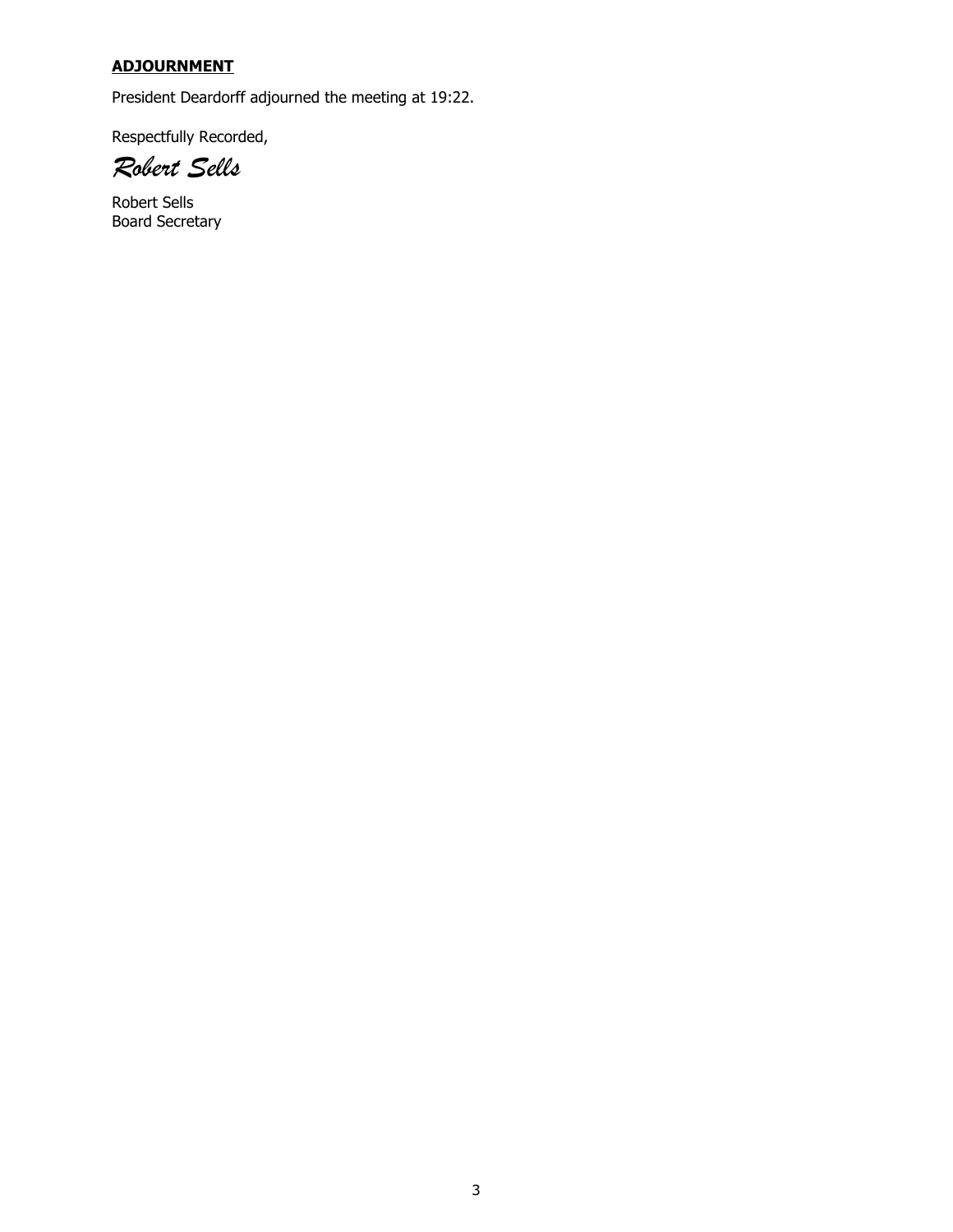**ADJOURNMENT**

President Deardorff adjourned the meeting at 19:22.

Respectfully Recorded,

*Robert Sells*

Robert Sells
Board Secretary